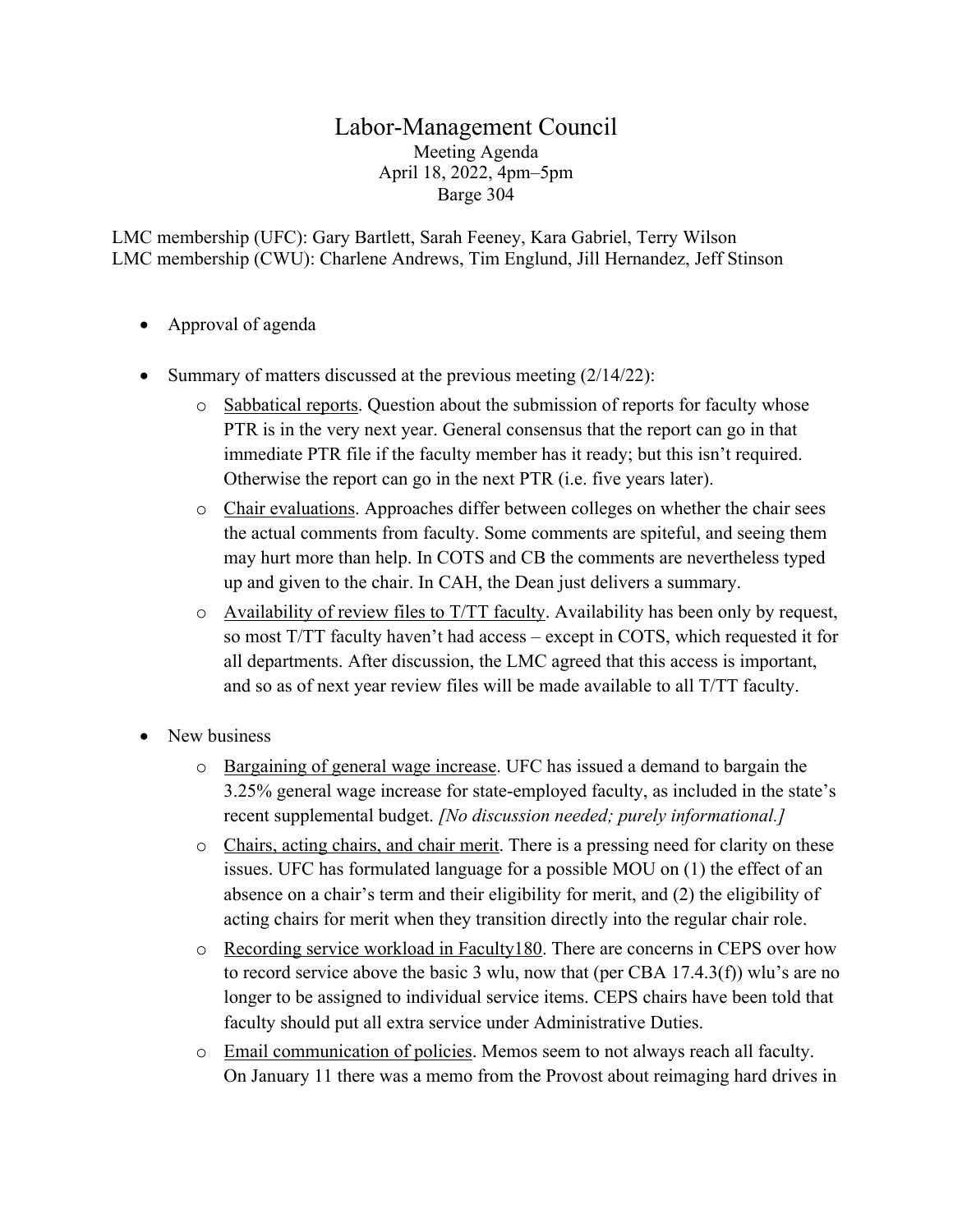# Labor-Management Council

Meeting Agenda
April 18, 2022, 4pm–5pm
Barge 304

LMC membership (UFC): Gary Bartlett, Sarah Feeney, Kara Gabriel, Terry Wilson
LMC membership (CWU): Charlene Andrews, Tim Englund, Jill Hernandez, Jeff Stinson

- Approval of agenda

- Summary of matters discussed at the previous meeting (2/14/22):
  - Sabbatical reports. Question about the submission of reports for faculty whose PTR is in the very next year. General consensus that the report can go in that immediate PTR file if the faculty member has it ready; but this isn't required. Otherwise the report can go in the next PTR (i.e. five years later).
  - Chair evaluations. Approaches differ between colleges on whether the chair sees the actual comments from faculty. Some comments are spiteful, and seeing them may hurt more than help. In COTS and CB the comments are nevertheless typed up and given to the chair. In CAH, the Dean just delivers a summary.
  - Availability of review files to T/TT faculty. Availability has been only by request, so most T/TT faculty haven't had access – except in COTS, which requested it for all departments. After discussion, the LMC agreed that this access is important, and so as of next year review files will be made available to all T/TT faculty.

- New business
  - Bargaining of general wage increase. UFC has issued a demand to bargain the 3.25% general wage increase for state-employed faculty, as included in the state's recent supplemental budget. *[No discussion needed; purely informational.]*
  - Chairs, acting chairs, and chair merit. There is a pressing need for clarity on these issues. UFC has formulated language for a possible MOU on (1) the effect of an absence on a chair's term and their eligibility for merit, and (2) the eligibility of acting chairs for merit when they transition directly into the regular chair role.
  - Recording service workload in Faculty180. There are concerns in CEPS over how to record service above the basic 3 wlu, now that (per CBA 17.4.3(f)) wlu's are no longer to be assigned to individual service items. CEPS chairs have been told that faculty should put all extra service under Administrative Duties.
  - Email communication of policies. Memos seem to not always reach all faculty. On January 11 there was a memo from the Provost about reimaging hard drives in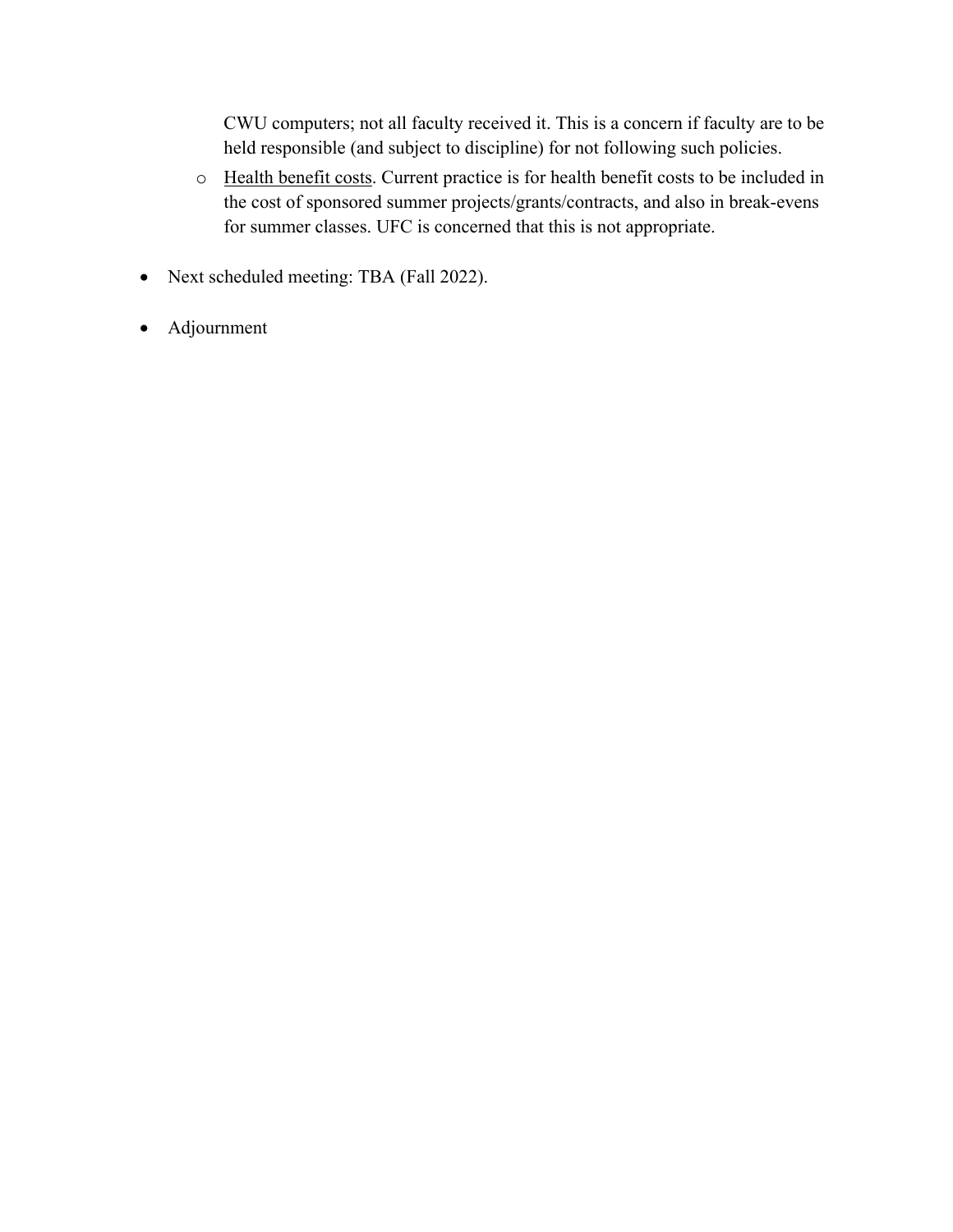CWU computers; not all faculty received it. This is a concern if faculty are to be held responsible (and subject to discipline) for not following such policies.

  - Health benefit costs. Current practice is for health benefit costs to be included in the cost of sponsored summer projects/grants/contracts, and also in break-evens for summer classes. UFC is concerned that this is not appropriate.

- Next scheduled meeting: TBA (Fall 2022).

- Adjournment